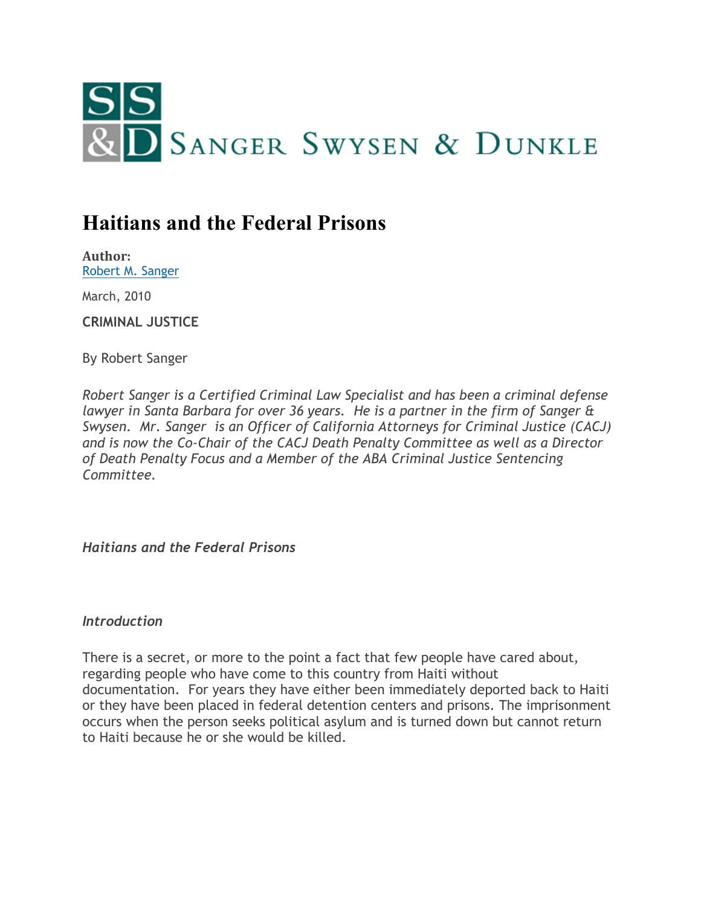SANGER SWYSEN & DUNKLE

# Haitians and the Federal Prisons

**Author:**
[Robert M. Sanger]

March, 2010

**CRIMINAL JUSTICE**

By Robert Sanger

*Robert Sanger is a Certified Criminal Law Specialist and has been a criminal defense lawyer in Santa Barbara for over 36 years. He is a partner in the firm of Sanger & Swysen. Mr. Sanger is an Officer of California Attorneys for Criminal Justice (CACJ) and is now the Co-Chair of the CACJ Death Penalty Committee as well as a Director of Death Penalty Focus and a Member of the ABA Criminal Justice Sentencing Committee.*

***Haitians and the Federal Prisons***

***Introduction***

There is a secret, or more to the point a fact that few people have cared about, regarding people who have come to this country from Haiti without documentation. For years they have either been immediately deported back to Haiti or they have been placed in federal detention centers and prisons. The imprisonment occurs when the person seeks political asylum and is turned down but cannot return to Haiti because he or she would be killed.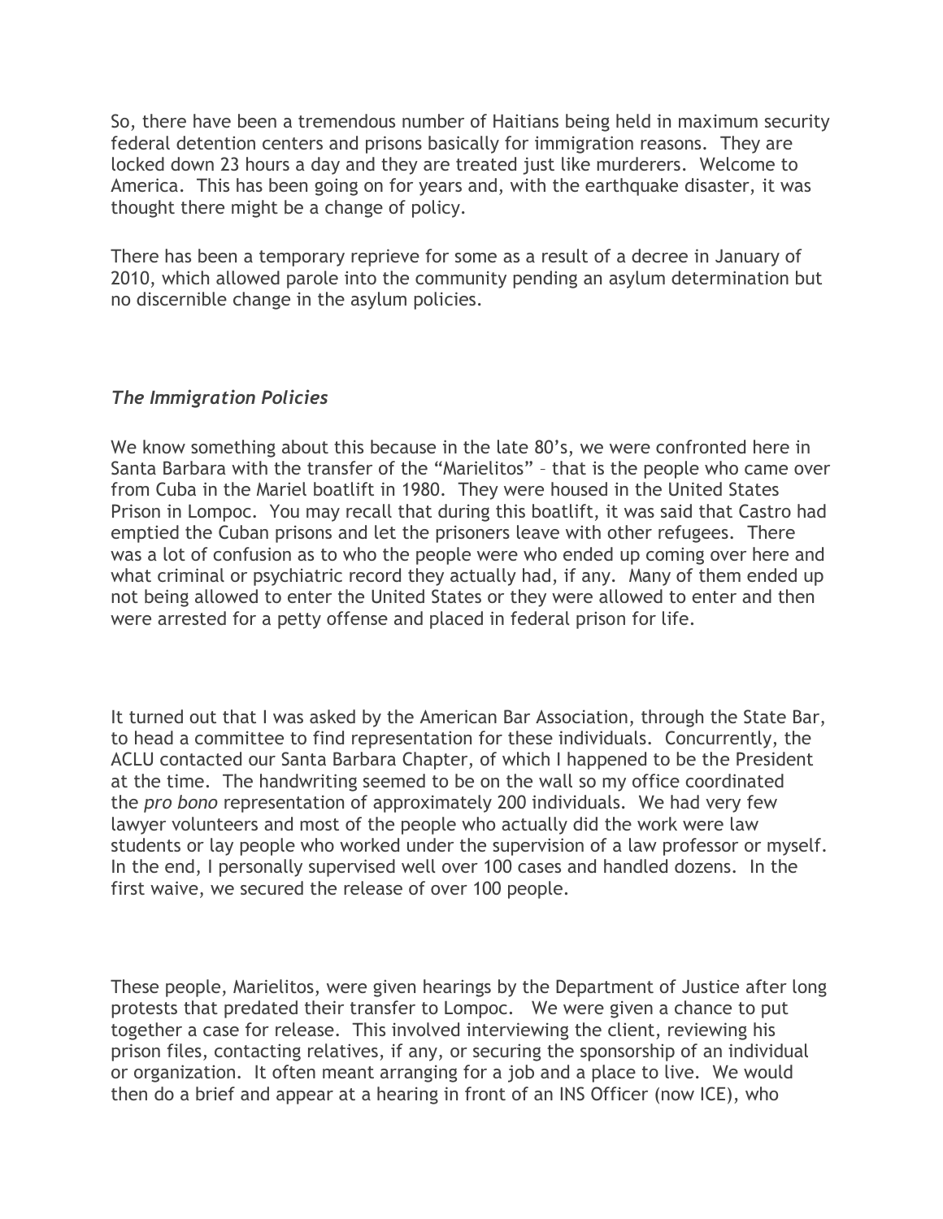So, there have been a tremendous number of Haitians being held in maximum security federal detention centers and prisons basically for immigration reasons. They are locked down 23 hours a day and they are treated just like murderers. Welcome to America. This has been going on for years and, with the earthquake disaster, it was thought there might be a change of policy.

There has been a temporary reprieve for some as a result of a decree in January of 2010, which allowed parole into the community pending an asylum determination but no discernible change in the asylum policies.

### *The Immigration Policies*

We know something about this because in the late 80's, we were confronted here in Santa Barbara with the transfer of the "Marielitos" – that is the people who came over from Cuba in the Mariel boatlift in 1980. They were housed in the United States Prison in Lompoc. You may recall that during this boatlift, it was said that Castro had emptied the Cuban prisons and let the prisoners leave with other refugees. There was a lot of confusion as to who the people were who ended up coming over here and what criminal or psychiatric record they actually had, if any. Many of them ended up not being allowed to enter the United States or they were allowed to enter and then were arrested for a petty offense and placed in federal prison for life.

It turned out that I was asked by the American Bar Association, through the State Bar, to head a committee to find representation for these individuals. Concurrently, the ACLU contacted our Santa Barbara Chapter, of which I happened to be the President at the time. The handwriting seemed to be on the wall so my office coordinated the *pro bono* representation of approximately 200 individuals. We had very few lawyer volunteers and most of the people who actually did the work were law students or lay people who worked under the supervision of a law professor or myself. In the end, I personally supervised well over 100 cases and handled dozens. In the first waive, we secured the release of over 100 people.

These people, Marielitos, were given hearings by the Department of Justice after long protests that predated their transfer to Lompoc. We were given a chance to put together a case for release. This involved interviewing the client, reviewing his prison files, contacting relatives, if any, or securing the sponsorship of an individual or organization. It often meant arranging for a job and a place to live. We would then do a brief and appear at a hearing in front of an INS Officer (now ICE), who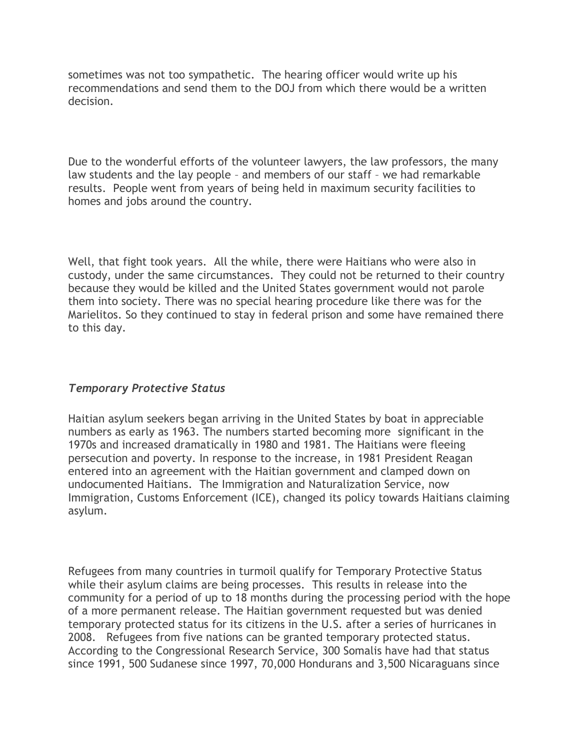sometimes was not too sympathetic. The hearing officer would write up his recommendations and send them to the DOJ from which there would be a written decision.

Due to the wonderful efforts of the volunteer lawyers, the law professors, the many law students and the lay people – and members of our staff – we had remarkable results. People went from years of being held in maximum security facilities to homes and jobs around the country.

Well, that fight took years. All the while, there were Haitians who were also in custody, under the same circumstances. They could not be returned to their country because they would be killed and the United States government would not parole them into society. There was no special hearing procedure like there was for the Marielitos. So they continued to stay in federal prison and some have remained there to this day.

### *Temporary Protective Status*

Haitian asylum seekers began arriving in the United States by boat in appreciable numbers as early as 1963. The numbers started becoming more significant in the 1970s and increased dramatically in 1980 and 1981. The Haitians were fleeing persecution and poverty. In response to the increase, in 1981 President Reagan entered into an agreement with the Haitian government and clamped down on undocumented Haitians. The Immigration and Naturalization Service, now Immigration, Customs Enforcement (ICE), changed its policy towards Haitians claiming asylum.

Refugees from many countries in turmoil qualify for Temporary Protective Status while their asylum claims are being processes. This results in release into the community for a period of up to 18 months during the processing period with the hope of a more permanent release. The Haitian government requested but was denied temporary protected status for its citizens in the U.S. after a series of hurricanes in 2008. Refugees from five nations can be granted temporary protected status. According to the Congressional Research Service, 300 Somalis have had that status since 1991, 500 Sudanese since 1997, 70,000 Hondurans and 3,500 Nicaraguans since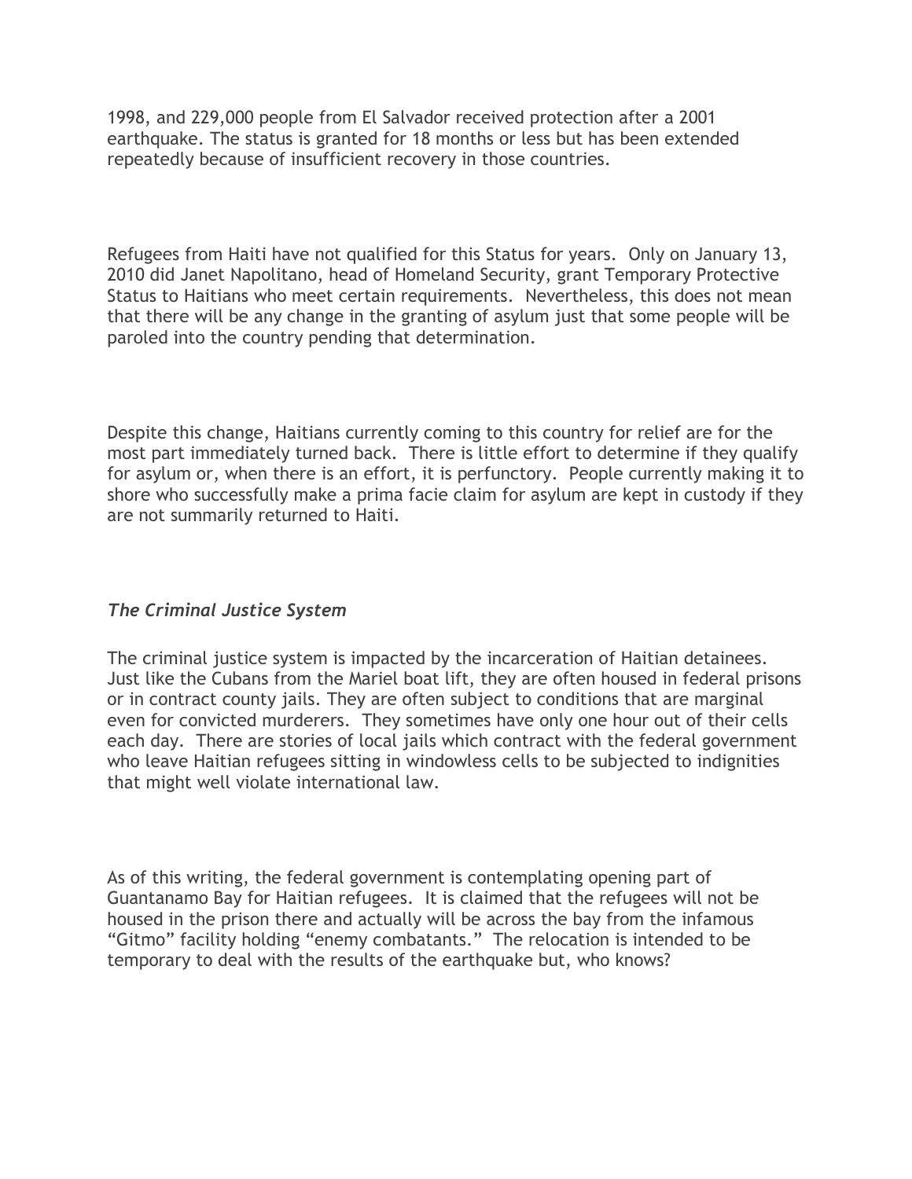1998, and 229,000 people from El Salvador received protection after a 2001 earthquake. The status is granted for 18 months or less but has been extended repeatedly because of insufficient recovery in those countries.

Refugees from Haiti have not qualified for this Status for years. Only on January 13, 2010 did Janet Napolitano, head of Homeland Security, grant Temporary Protective Status to Haitians who meet certain requirements. Nevertheless, this does not mean that there will be any change in the granting of asylum just that some people will be paroled into the country pending that determination.

Despite this change, Haitians currently coming to this country for relief are for the most part immediately turned back. There is little effort to determine if they qualify for asylum or, when there is an effort, it is perfunctory. People currently making it to shore who successfully make a prima facie claim for asylum are kept in custody if they are not summarily returned to Haiti.

### *The Criminal Justice System*

The criminal justice system is impacted by the incarceration of Haitian detainees. Just like the Cubans from the Mariel boat lift, they are often housed in federal prisons or in contract county jails. They are often subject to conditions that are marginal even for convicted murderers. They sometimes have only one hour out of their cells each day. There are stories of local jails which contract with the federal government who leave Haitian refugees sitting in windowless cells to be subjected to indignities that might well violate international law.

As of this writing, the federal government is contemplating opening part of Guantanamo Bay for Haitian refugees. It is claimed that the refugees will not be housed in the prison there and actually will be across the bay from the infamous "Gitmo" facility holding "enemy combatants." The relocation is intended to be temporary to deal with the results of the earthquake but, who knows?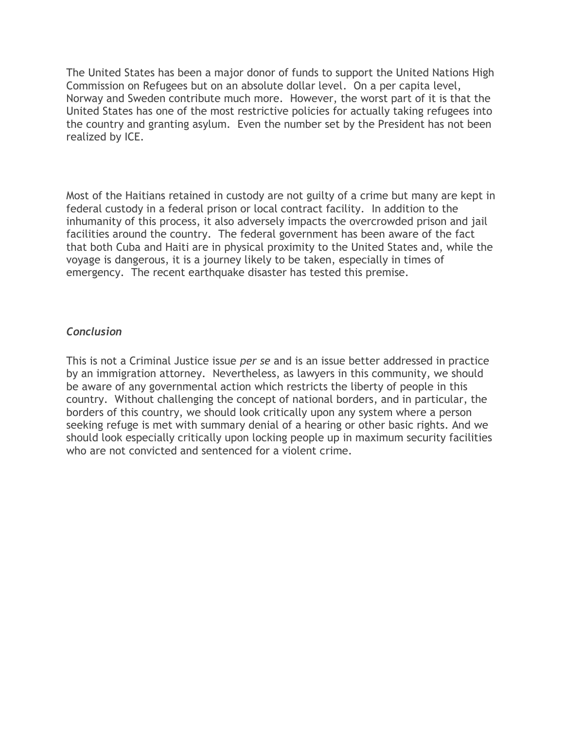The United States has been a major donor of funds to support the United Nations High Commission on Refugees but on an absolute dollar level. On a per capita level, Norway and Sweden contribute much more. However, the worst part of it is that the United States has one of the most restrictive policies for actually taking refugees into the country and granting asylum. Even the number set by the President has not been realized by ICE.

Most of the Haitians retained in custody are not guilty of a crime but many are kept in federal custody in a federal prison or local contract facility. In addition to the inhumanity of this process, it also adversely impacts the overcrowded prison and jail facilities around the country. The federal government has been aware of the fact that both Cuba and Haiti are in physical proximity to the United States and, while the voyage is dangerous, it is a journey likely to be taken, especially in times of emergency. The recent earthquake disaster has tested this premise.

### *Conclusion*

This is not a Criminal Justice issue *per se* and is an issue better addressed in practice by an immigration attorney. Nevertheless, as lawyers in this community, we should be aware of any governmental action which restricts the liberty of people in this country. Without challenging the concept of national borders, and in particular, the borders of this country, we should look critically upon any system where a person seeking refuge is met with summary denial of a hearing or other basic rights. And we should look especially critically upon locking people up in maximum security facilities who are not convicted and sentenced for a violent crime.